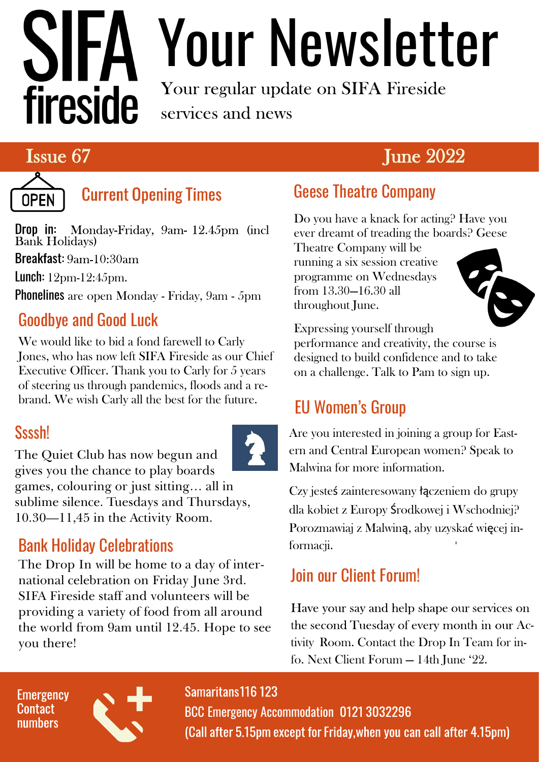# SIFA fireside — Your Newsletter

Your regular update on SIFA Fireside services and news

**Issue 67** | **June 2022**

## Current Opening Times

**Drop in:** Monday-Friday, 9am- 12.45pm (incl Bank Holidays)

**Breakfast:** 9am-10:30am

**Lunch:** 12pm-12:45pm.

**Phonelines** are open Monday - Friday, 9am - 5pm

## Goodbye and Good Luck

We would like to bid a fond farewell to Carly Jones, who has now left SIFA Fireside as our Chief Executive Officer. Thank you to Carly for 5 years of steering us through pandemics, floods and a re-brand. We wish Carly all the best for the future.

## Ssssh!

The Quiet Club has now begun and gives you the chance to play boards games, colouring or just sitting… all in sublime silence. Tuesdays and Thursdays, 10.30—11,45 in the Activity Room.

## Bank Holiday Celebrations

The Drop In will be home to a day of international celebration on Friday June 3rd. SIFA Fireside staff and volunteers will be providing a variety of food from all around the world from 9am until 12.45. Hope to see you there!

## Geese Theatre Company

Do you have a knack for acting? Have you ever dreamt of treading the boards? Geese Theatre Company will be running a six session creative programme on Wednesdays from 13.30—16.30 all throughout June.

Expressing yourself through performance and creativity, the course is designed to build confidence and to take on a challenge. Talk to Pam to sign up.

## EU Women's Group

Are you interested in joining a group for Eastern and Central European women? Speak to Malwina for more information.

Czy jesteś zainteresowany łączeniem do grupy dla kobiet z Europy Środkowej i Wschodniej? Porozmawiaj z Malwiną, aby uzyskać więcej informacji.

## Join our Client Forum!

Have your say and help shape our services on the second Tuesday of every month in our Activity Room. Contact the Drop In Team for info. Next Client Forum — 14th June '22.

**Emergency Contact numbers**

Samaritans 116 123

BCC Emergency Accommodation 0121 3032296

(Call after 5.15pm except for Friday,when you can call after 4.15pm)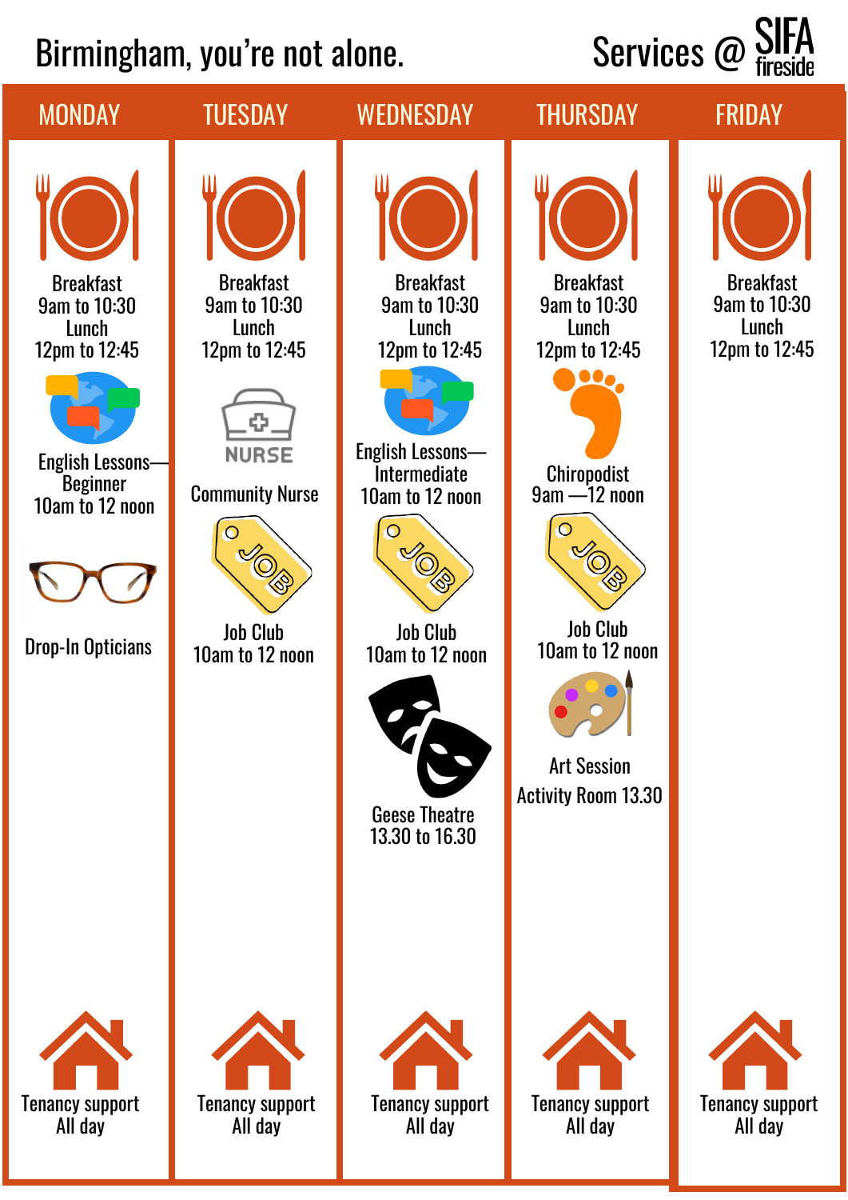# Birmingham, you're not alone.

## Services @ SIFA fireside

| MONDAY | TUESDAY | WEDNESDAY | THURSDAY | FRIDAY |
|---|---|---|---|---|
| Breakfast 9am to 10:30 Lunch 12pm to 12:45 | Breakfast 9am to 10:30 Lunch 12pm to 12:45 | Breakfast 9am to 10:30 Lunch 12pm to 12:45 | Breakfast 9am to 10:30 Lunch 12pm to 12:45 | Breakfast 9am to 10:30 Lunch 12pm to 12:45 |
| English Lessons—Beginner 10am to 12 noon | NURSE Community Nurse | English Lessons—Intermediate 10am to 12 noon | Chiropodist 9am —12 noon | |
| Drop-In Opticians | JOB Job Club 10am to 12 noon | JOB Job Club 10am to 12 noon | JOB Job Club 10am to 12 noon | |
| | | Geese Theatre 13.30 to 16.30 | Art Session Activity Room 13.30 | |
| Tenancy support All day | Tenancy support All day | Tenancy support All day | Tenancy support All day | Tenancy support All day |